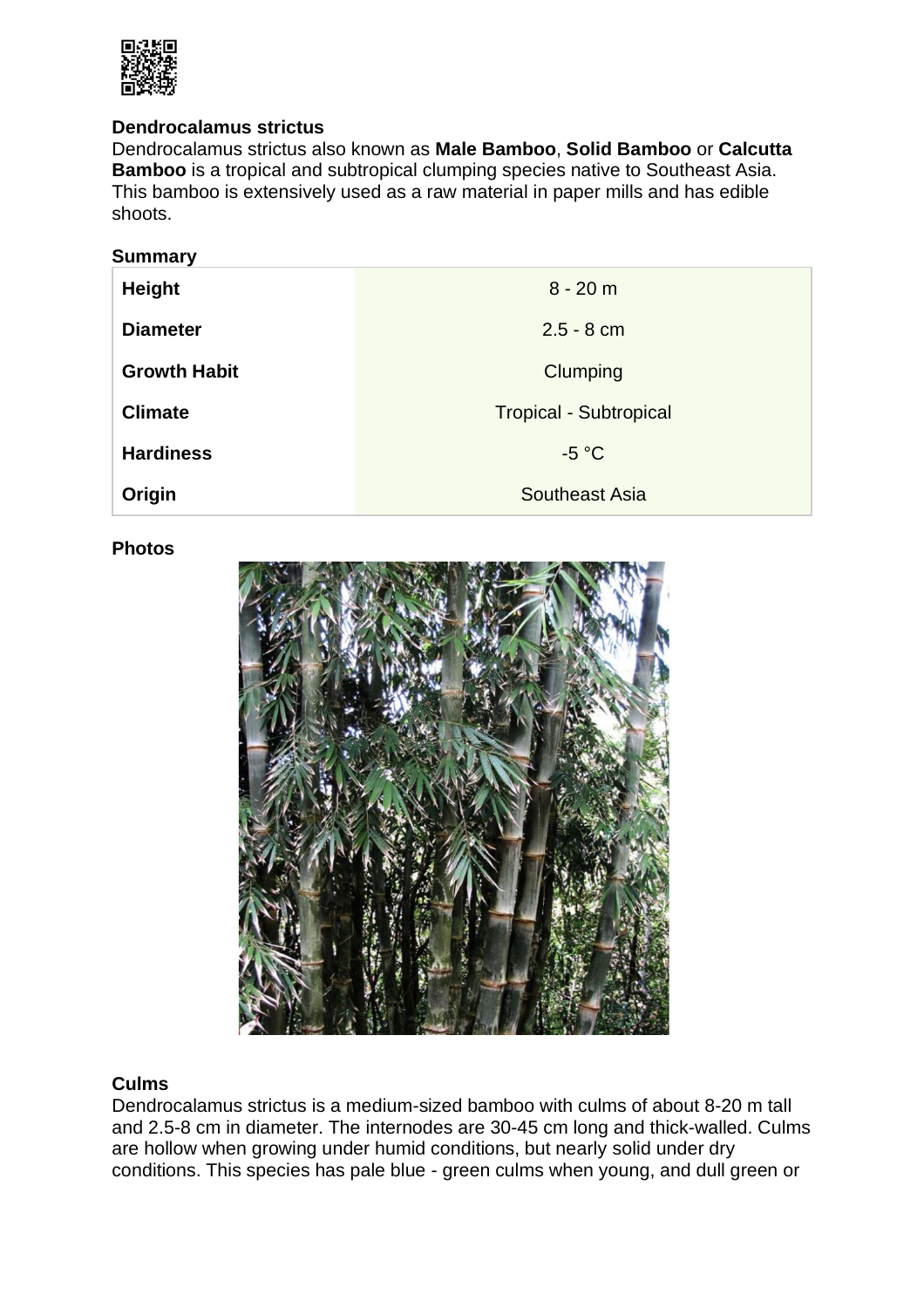## Dendrocalamus strictus

Dendrocalamus strictus also known as **Male Bamboo**, **Solid Bamboo** or **Calcutta Bamboo** is a tropical and subtropical clumping species native to Southeast Asia. This bamboo is extensively used as a raw material in paper mills and has edible shoots.

### Summary

| | |
|---|---|
| **Height** | 8 - 20 m |
| **Diameter** | 2.5 - 8 cm |
| **Growth Habit** | Clumping |
| **Climate** | Tropical - Subtropical |
| **Hardiness** | -5 °C |
| **Origin** | Southeast Asia |

### Photos

### Culms

Dendrocalamus strictus is a medium-sized bamboo with culms of about 8-20 m tall and 2.5-8 cm in diameter. The internodes are 30-45 cm long and thick-walled. Culms are hollow when growing under humid conditions, but nearly solid under dry conditions. This species has pale blue - green culms when young, and dull green or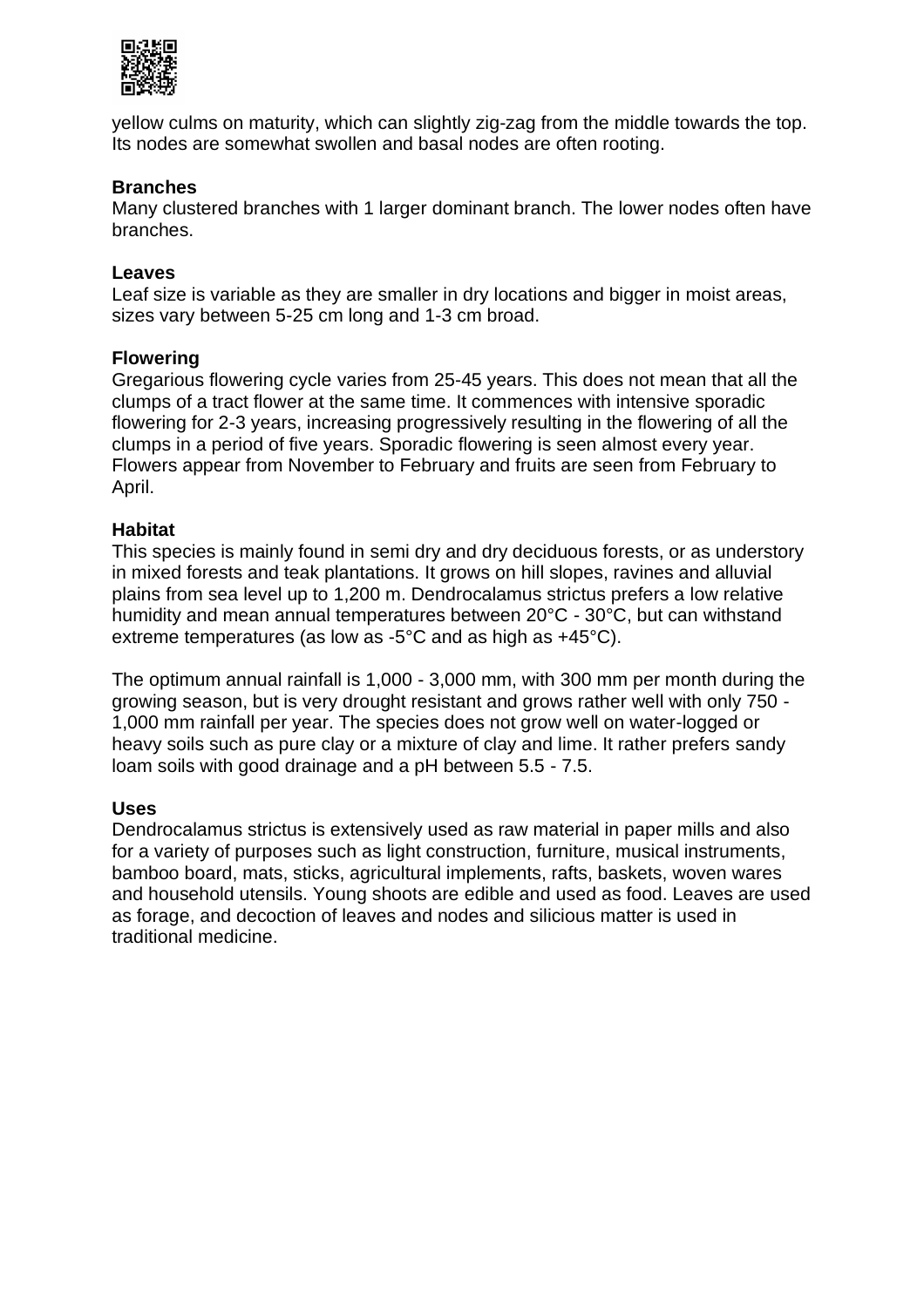yellow culms on maturity, which can slightly zig-zag from the middle towards the top. Its nodes are somewhat swollen and basal nodes are often rooting.

**Branches**

Many clustered branches with 1 larger dominant branch. The lower nodes often have branches.

**Leaves**

Leaf size is variable as they are smaller in dry locations and bigger in moist areas, sizes vary between 5-25 cm long and 1-3 cm broad.

**Flowering**

Gregarious flowering cycle varies from 25-45 years. This does not mean that all the clumps of a tract flower at the same time. It commences with intensive sporadic flowering for 2-3 years, increasing progressively resulting in the flowering of all the clumps in a period of five years. Sporadic flowering is seen almost every year. Flowers appear from November to February and fruits are seen from February to April.

**Habitat**

This species is mainly found in semi dry and dry deciduous forests, or as understory in mixed forests and teak plantations. It grows on hill slopes, ravines and alluvial plains from sea level up to 1,200 m. Dendrocalamus strictus prefers a low relative humidity and mean annual temperatures between 20°C - 30°C, but can withstand extreme temperatures (as low as -5°C and as high as +45°C).

The optimum annual rainfall is 1,000 - 3,000 mm, with 300 mm per month during the growing season, but is very drought resistant and grows rather well with only 750 - 1,000 mm rainfall per year. The species does not grow well on water-logged or heavy soils such as pure clay or a mixture of clay and lime. It rather prefers sandy loam soils with good drainage and a pH between 5.5 - 7.5.

**Uses**

Dendrocalamus strictus is extensively used as raw material in paper mills and also for a variety of purposes such as light construction, furniture, musical instruments, bamboo board, mats, sticks, agricultural implements, rafts, baskets, woven wares and household utensils. Young shoots are edible and used as food. Leaves are used as forage, and decoction of leaves and nodes and silicious matter is used in traditional medicine.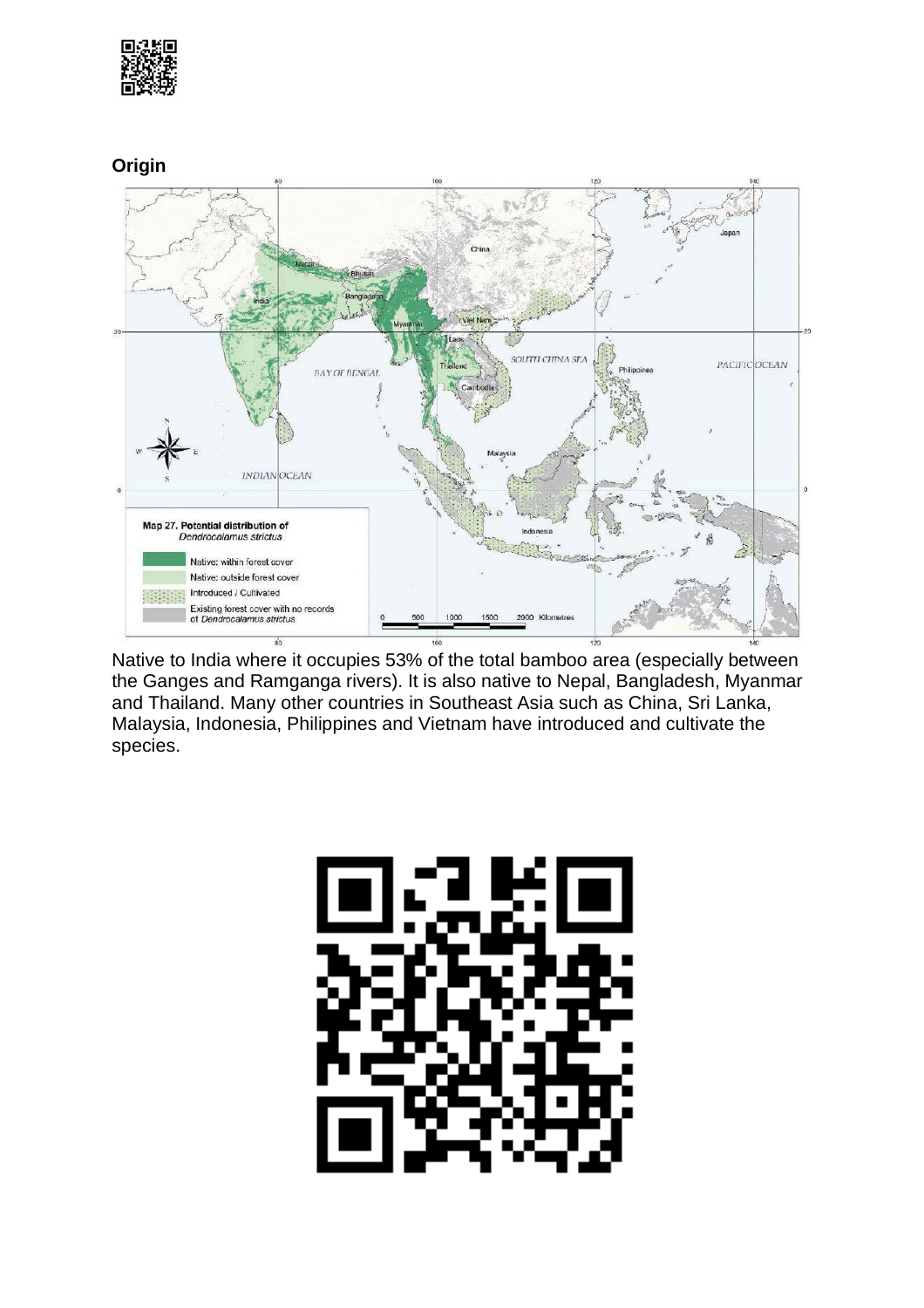## Origin

Map 27. Potential distribution of *Dendrocalamus strictus*

Native: within forest cover

Native: outside forest cover

Introduced / Cultivated

Existing forest cover with no records of *Dendrocalamus strictus*

0 500 1000 1500 2000 Kilometres

China

Japan

Nepal

Bhutan

India

Bangladesh

Myanmar

Viet Nam

Laos

Thailand

Cambodia

SOUTH CHINA SEA

Philippines

PACIFIC OCEAN

BAY OF BENGAL

Malaysia

INDIAN OCEAN

Indonesia

80

100

120

140

20

0

Native to India where it occupies 53% of the total bamboo area (especially between the Ganges and Ramganga rivers). It is also native to Nepal, Bangladesh, Myanmar and Thailand. Many other countries in Southeast Asia such as China, Sri Lanka, Malaysia, Indonesia, Philippines and Vietnam have introduced and cultivate the species.